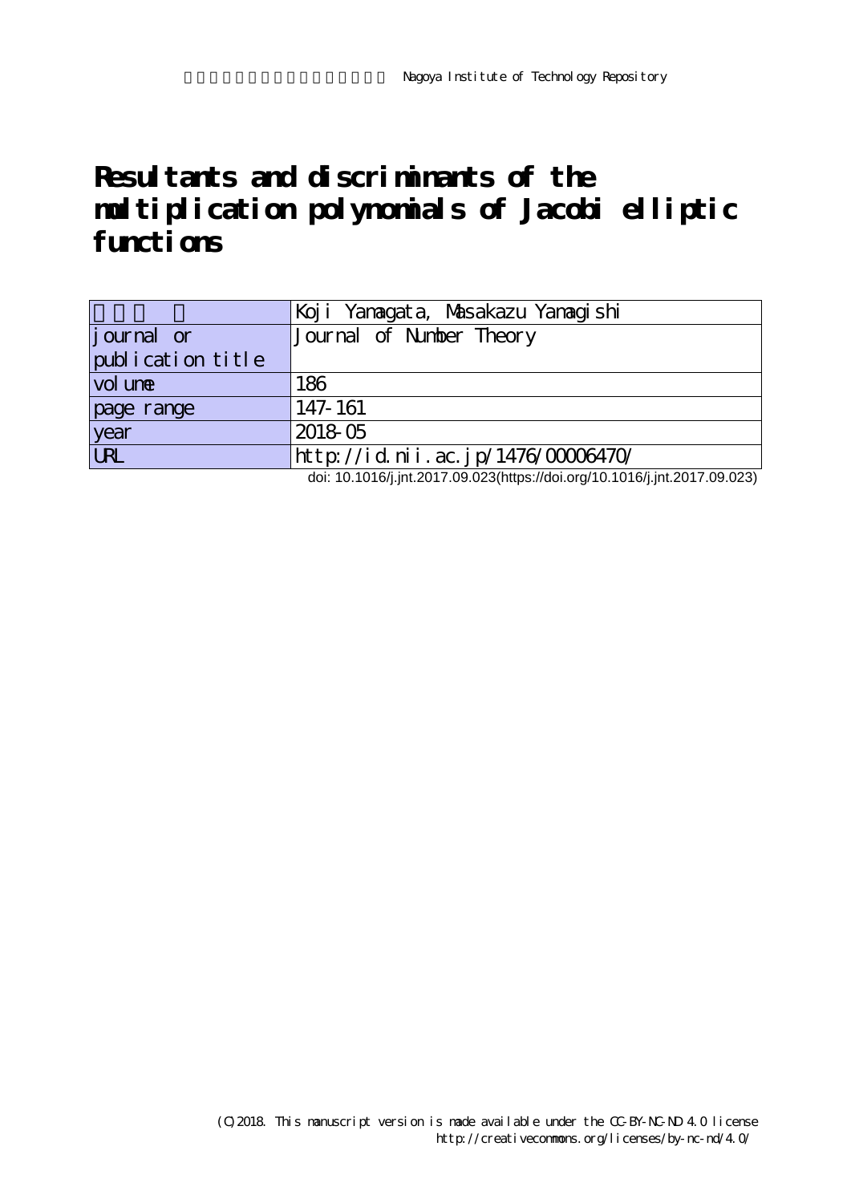Nagoya Institute of Technology Repository

# Resultants and discriminants of the multiplication polynomials of Jacobi elliptic functions

| | |
|---|---|
| | Koji Yamagata, Masakazu Yamagishi |
| journal or publication title | Journal of Number Theory |
| volume | 186 |
| page range | 147-161 |
| year | 2018-05 |
| URL | http://id.nii.ac.jp/1476/00006470/ |

doi: 10.1016/j.jnt.2017.09.023(https://doi.org/10.1016/j.jnt.2017.09.023)

(C)2018. This manuscript version is made available under the CC-BY-NC-ND 4.0 license http://creativecommons.org/licenses/by-nc-nd/4.0/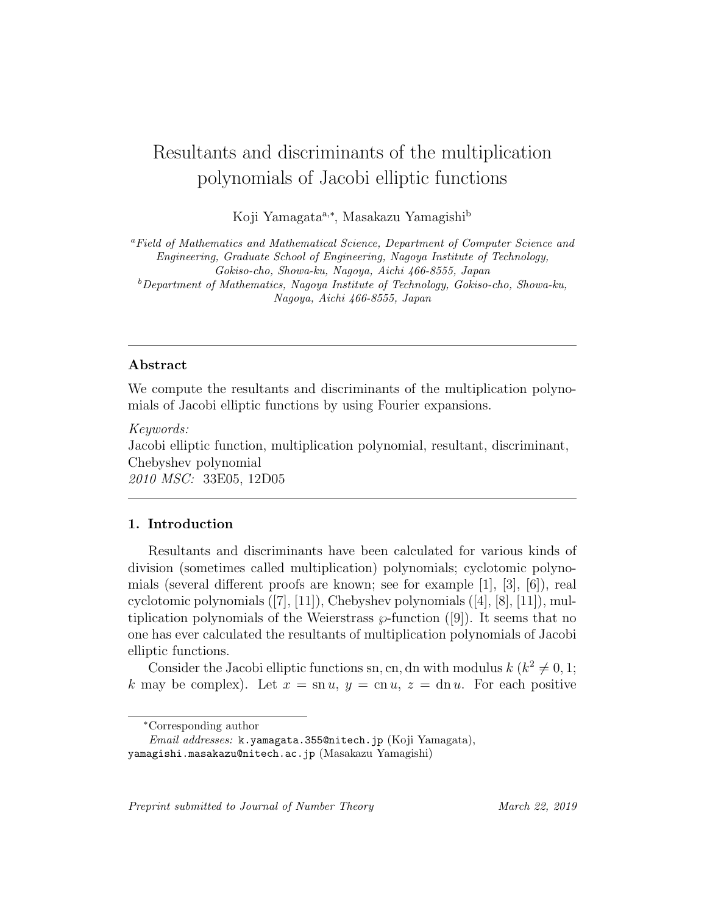# Resultants and discriminants of the multiplication polynomials of Jacobi elliptic functions

Koji Yamagata[a,*], Masakazu Yamagishi[b]

[a]*Field of Mathematics and Mathematical Science, Department of Computer Science and Engineering, Graduate School of Engineering, Nagoya Institute of Technology, Gokiso-cho, Showa-ku, Nagoya, Aichi 466-8555, Japan*

[b]*Department of Mathematics, Nagoya Institute of Technology, Gokiso-cho, Showa-ku, Nagoya, Aichi 466-8555, Japan*

---

## Abstract

We compute the resultants and discriminants of the multiplication polynomials of Jacobi elliptic functions by using Fourier expansions.

*Keywords:*
Jacobi elliptic function, multiplication polynomial, resultant, discriminant, Chebyshev polynomial
*2010 MSC:* 33E05, 12D05

---

## 1. Introduction

Resultants and discriminants have been calculated for various kinds of division (sometimes called multiplication) polynomials; cyclotomic polynomials (several different proofs are known; see for example [1], [3], [6]), real cyclotomic polynomials ([7], [11]), Chebyshev polynomials ([4], [8], [11]), multiplication polynomials of the Weierstrass $\wp$-function ([9]). It seems that no one has ever calculated the resultants of multiplication polynomials of Jacobi elliptic functions.

Consider the Jacobi elliptic functions sn, cn, dn with modulus $k$ ($k^2 \neq 0, 1$; $k$ may be complex). Let $x = \operatorname{sn} u$, $y = \operatorname{cn} u$, $z = \operatorname{dn} u$. For each positive

---

*Corresponding author
*Email addresses:* k.yamagata.355@nitech.jp (Koji Yamagata), yamagishi.masakazu@nitech.ac.jp (Masakazu Yamagishi)

*Preprint submitted to Journal of Number Theory* March 22, 2019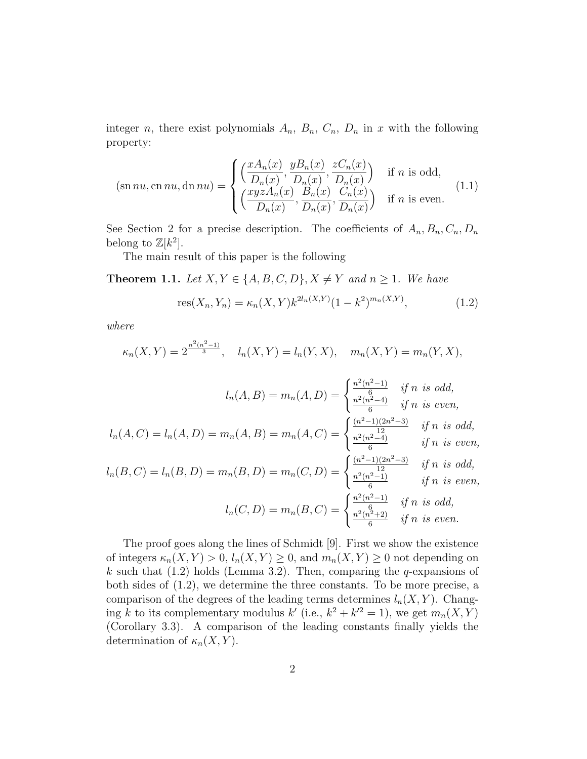integer $n$, there exist polynomials $A_n$, $B_n$, $C_n$, $D_n$ in $x$ with the following property:

$$
(\operatorname{sn} nu, \operatorname{cn} nu, \operatorname{dn} nu) = \begin{cases} \Big(\dfrac{xA_n(x)}{D_n(x)}, \dfrac{yB_n(x)}{D_n(x)}, \dfrac{zC_n(x)}{D_n(x)}\Big) & \text{if } n \text{ is odd,} \\ \Big(\dfrac{xyzA_n(x)}{D_n(x)}, \dfrac{B_n(x)}{D_n(x)}, \dfrac{C_n(x)}{D_n(x)}\Big) & \text{if } n \text{ is even.} \end{cases} \tag{1.1}
$$

See Section 2 for a precise description. The coefficients of $A_n, B_n, C_n, D_n$ belong to $\mathbb{Z}[k^2]$.

The main result of this paper is the following

**Theorem 1.1.** *Let $X, Y \in \{A, B, C, D\}, X \neq Y$ and $n \geq 1$. We have*

$$
\operatorname{res}(X_n, Y_n) = \kappa_n(X, Y) k^{2l_n(X,Y)} (1 - k^2)^{m_n(X,Y)}, \tag{1.2}
$$

*where*

$$
\kappa_n(X, Y) = 2^{\frac{n^2(n^2-1)}{3}}, \quad l_n(X, Y) = l_n(Y, X), \quad m_n(X, Y) = m_n(Y, X),
$$

$$
l_n(A, B) = m_n(A, D) = \begin{cases} \frac{n^2(n^2-1)}{6} & \text{if } n \text{ is odd,} \\ \frac{n^2(n^2-4)}{6} & \text{if } n \text{ is even,} \end{cases}
$$

$$
l_n(A, C) = l_n(A, D) = m_n(A, B) = m_n(A, C) = \begin{cases} \frac{(n^2-1)(2n^2-3)}{12} & \text{if } n \text{ is odd,} \\ \frac{n^2(n^2-4)}{6} & \text{if } n \text{ is even,} \end{cases}
$$

$$
l_n(B, C) = l_n(B, D) = m_n(B, D) = m_n(C, D) = \begin{cases} \frac{(n^2-1)(2n^2-3)}{12} & \text{if } n \text{ is odd,} \\ \frac{n^2(n^2-1)}{6} & \text{if } n \text{ is even,} \end{cases}
$$

$$
l_n(C, D) = m_n(B, C) = \begin{cases} \frac{n^2(n^2-1)}{6} & \text{if } n \text{ is odd,} \\ \frac{n^2(n^2+2)}{6} & \text{if } n \text{ is even.} \end{cases}
$$

The proof goes along the lines of Schmidt [9]. First we show the existence of integers $\kappa_n(X, Y) > 0$, $l_n(X, Y) \geq 0$, and $m_n(X, Y) \geq 0$ not depending on $k$ such that (1.2) holds (Lemma 3.2). Then, comparing the $q$-expansions of both sides of (1.2), we determine the three constants. To be more precise, a comparison of the degrees of the leading terms determines $l_n(X, Y)$. Changing $k$ to its complementary modulus $k'$ (i.e., $k^2 + k'^2 = 1$), we get $m_n(X, Y)$ (Corollary 3.3). A comparison of the leading constants finally yields the determination of $\kappa_n(X, Y)$.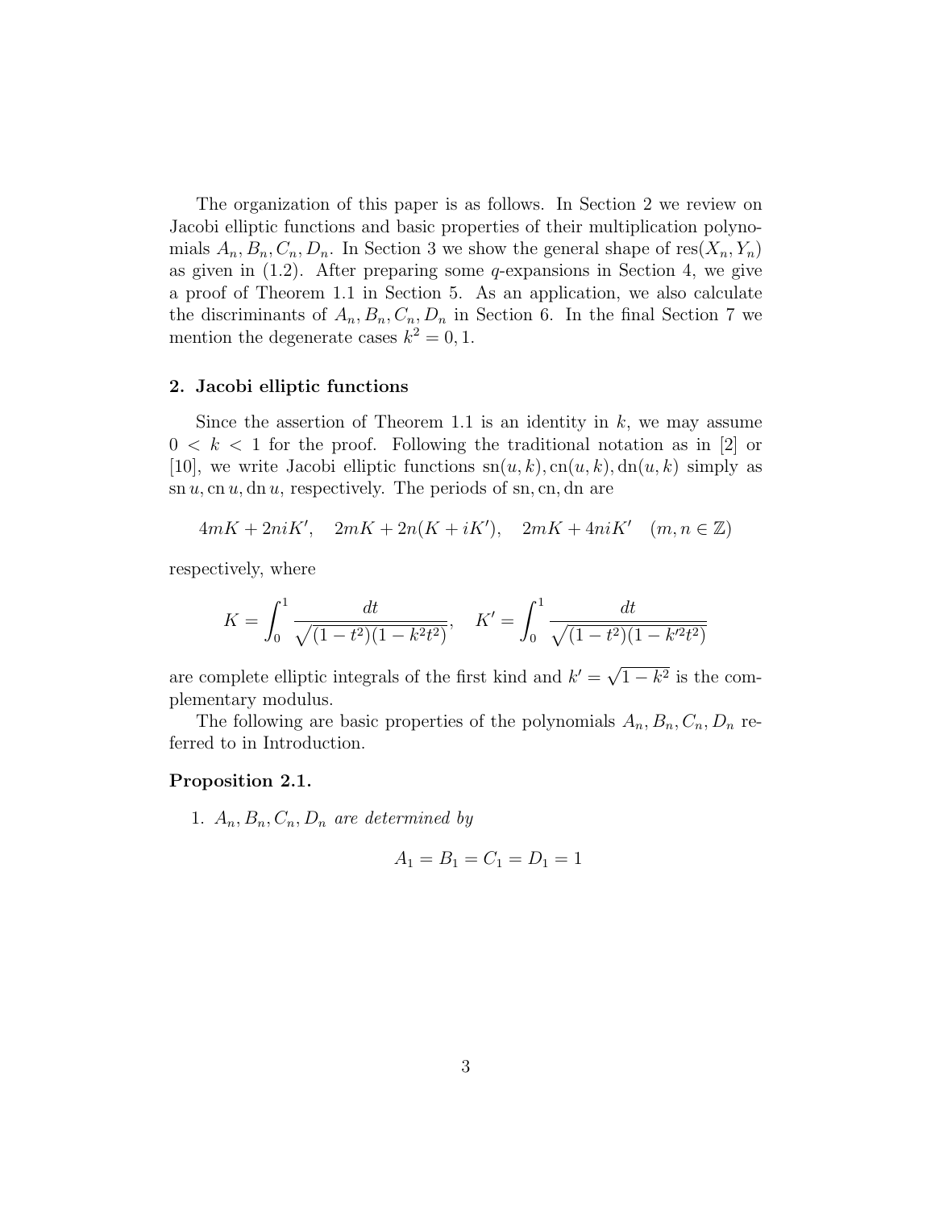The organization of this paper is as follows. In Section 2 we review on Jacobi elliptic functions and basic properties of their multiplication polynomials $A_n, B_n, C_n, D_n$. In Section 3 we show the general shape of $\operatorname{res}(X_n, Y_n)$ as given in (1.2). After preparing some $q$-expansions in Section 4, we give a proof of Theorem 1.1 in Section 5. As an application, we also calculate the discriminants of $A_n, B_n, C_n, D_n$ in Section 6. In the final Section 7 we mention the degenerate cases $k^2 = 0, 1$.

## 2. Jacobi elliptic functions

Since the assertion of Theorem 1.1 is an identity in $k$, we may assume $0 < k < 1$ for the proof. Following the traditional notation as in [2] or [10], we write Jacobi elliptic functions $\operatorname{sn}(u,k), \operatorname{cn}(u,k), \operatorname{dn}(u,k)$ simply as $\operatorname{sn} u, \operatorname{cn} u, \operatorname{dn} u$, respectively. The periods of sn, cn, dn are

$$4mK + 2niK', \quad 2mK + 2n(K + iK'), \quad 2mK + 4niK' \quad (m, n \in \mathbb{Z})$$

respectively, where

$$K = \int_0^1 \frac{dt}{\sqrt{(1-t^2)(1-k^2t^2)}}, \quad K' = \int_0^1 \frac{dt}{\sqrt{(1-t^2)(1-k'^2t^2)}}$$

are complete elliptic integrals of the first kind and $k' = \sqrt{1-k^2}$ is the complementary modulus.

The following are basic properties of the polynomials $A_n, B_n, C_n, D_n$ referred to in Introduction.

**Proposition 2.1.**

1. *$A_n, B_n, C_n, D_n$ are determined by*

$$A_1 = B_1 = C_1 = D_1 = 1$$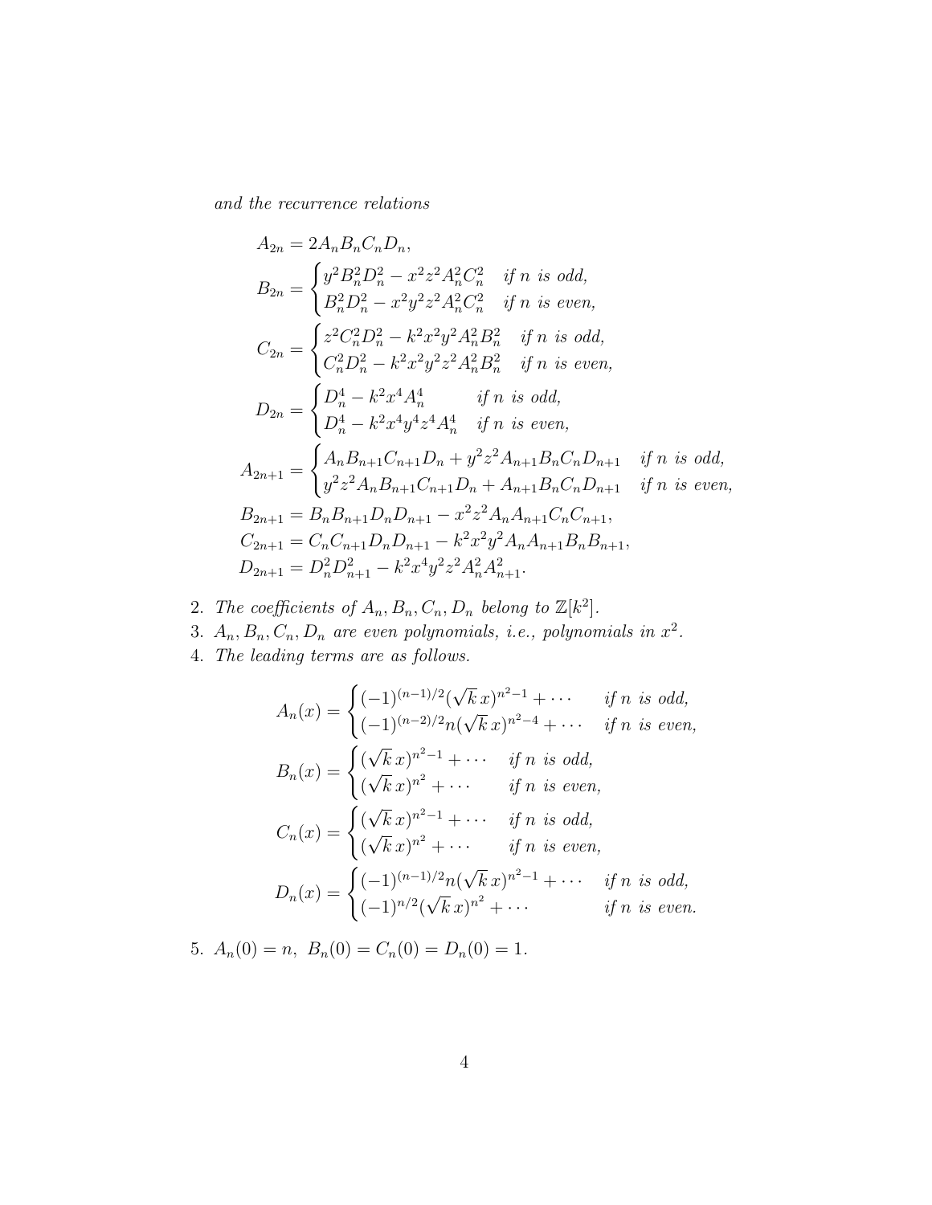*and the recurrence relations*

$$
\begin{aligned}
A_{2n} &= 2A_nB_nC_nD_n,\\
B_{2n} &= \begin{cases} y^2B_n^2D_n^2 - x^2z^2A_n^2C_n^2 & \text{if } n \text{ is odd,}\\ B_n^2D_n^2 - x^2y^2z^2A_n^2C_n^2 & \text{if } n \text{ is even,}\end{cases}\\
C_{2n} &= \begin{cases} z^2C_n^2D_n^2 - k^2x^2y^2A_n^2B_n^2 & \text{if } n \text{ is odd,}\\ C_n^2D_n^2 - k^2x^2y^2z^2A_n^2B_n^2 & \text{if } n \text{ is even,}\end{cases}\\
D_{2n} &= \begin{cases} D_n^4 - k^2x^4A_n^4 & \text{if } n \text{ is odd,}\\ D_n^4 - k^2x^4y^4z^4A_n^4 & \text{if } n \text{ is even,}\end{cases}\\
A_{2n+1} &= \begin{cases} A_nB_{n+1}C_{n+1}D_n + y^2z^2A_{n+1}B_nC_nD_{n+1} & \text{if } n \text{ is odd,}\\ y^2z^2A_nB_{n+1}C_{n+1}D_n + A_{n+1}B_nC_nD_{n+1} & \text{if } n \text{ is even,}\end{cases}\\
B_{2n+1} &= B_nB_{n+1}D_nD_{n+1} - x^2z^2A_nA_{n+1}C_nC_{n+1},\\
C_{2n+1} &= C_nC_{n+1}D_nD_{n+1} - k^2x^2y^2A_nA_{n+1}B_nB_{n+1},\\
D_{2n+1} &= D_n^2D_{n+1}^2 - k^2x^4y^2z^2A_n^2A_{n+1}^2.
\end{aligned}
$$

2. *The coefficients of* $A_n, B_n, C_n, D_n$ *belong to* $\mathbb{Z}[k^2]$.
3. $A_n, B_n, C_n, D_n$ *are even polynomials, i.e., polynomials in* $x^2$.
4. *The leading terms are as follows.*

$$
\begin{aligned}
A_n(x) &= \begin{cases} (-1)^{(n-1)/2}(\sqrt{k}\,x)^{n^2-1} + \cdots & \text{if } n \text{ is odd,}\\ (-1)^{(n-2)/2}n(\sqrt{k}\,x)^{n^2-4} + \cdots & \text{if } n \text{ is even,}\end{cases}\\
B_n(x) &= \begin{cases} (\sqrt{k}\,x)^{n^2-1} + \cdots & \text{if } n \text{ is odd,}\\ (\sqrt{k}\,x)^{n^2} + \cdots & \text{if } n \text{ is even,}\end{cases}\\
C_n(x) &= \begin{cases} (\sqrt{k}\,x)^{n^2-1} + \cdots & \text{if } n \text{ is odd,}\\ (\sqrt{k}\,x)^{n^2} + \cdots & \text{if } n \text{ is even,}\end{cases}\\
D_n(x) &= \begin{cases} (-1)^{(n-1)/2}n(\sqrt{k}\,x)^{n^2-1} + \cdots & \text{if } n \text{ is odd,}\\ (-1)^{n/2}(\sqrt{k}\,x)^{n^2} + \cdots & \text{if } n \text{ is even.}\end{cases}
\end{aligned}
$$

5. $A_n(0) = n,\ B_n(0) = C_n(0) = D_n(0) = 1.$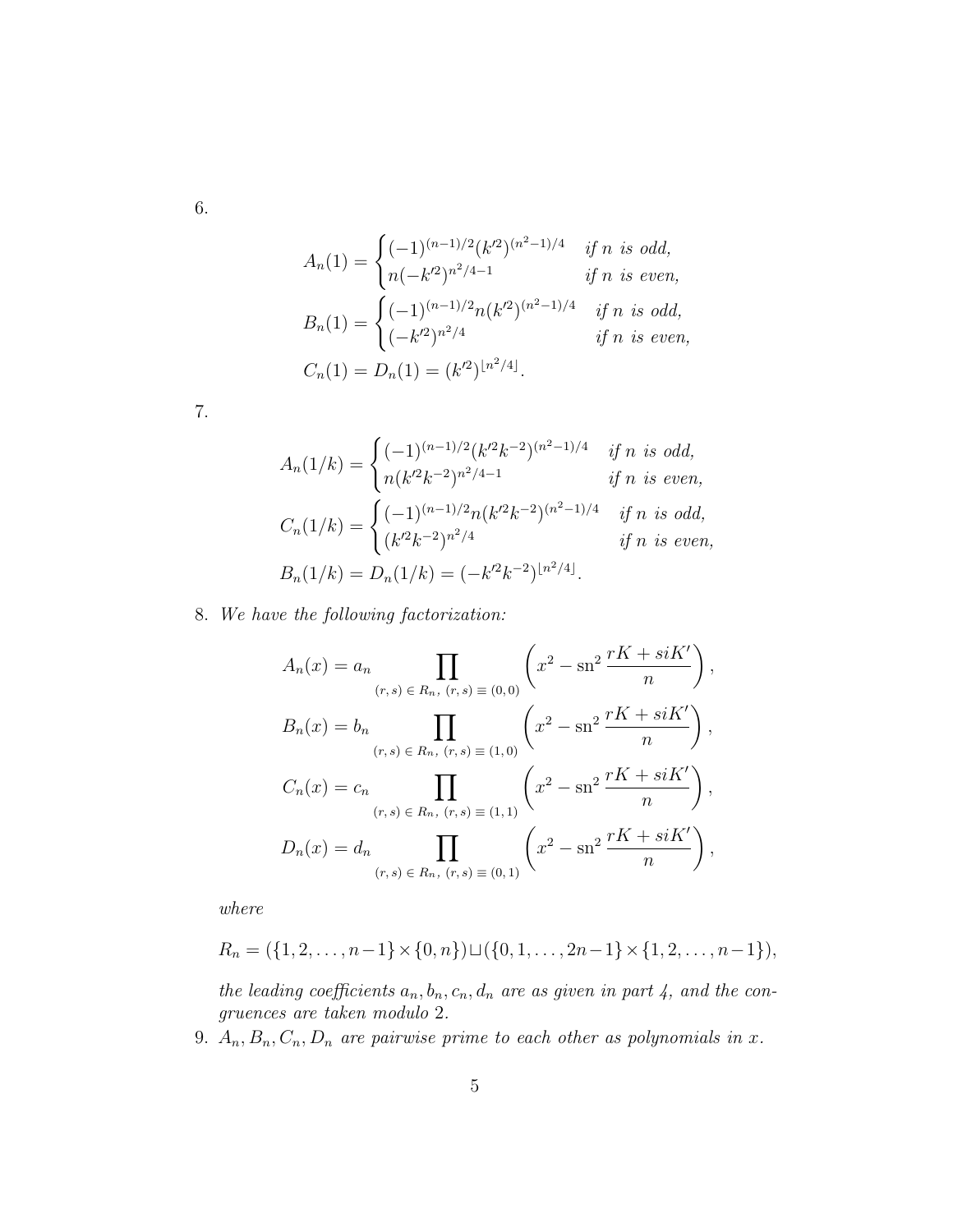6.

$$A_n(1) = \begin{cases} (-1)^{(n-1)/2}(k'^2)^{(n^2-1)/4} & \text{if } n \text{ is odd,} \\ n(-k'^2)^{n^2/4-1} & \text{if } n \text{ is even,} \end{cases}$$

$$B_n(1) = \begin{cases} (-1)^{(n-1)/2}n(k'^2)^{(n^2-1)/4} & \text{if } n \text{ is odd,} \\ (-k'^2)^{n^2/4} & \text{if } n \text{ is even,} \end{cases}$$

$$C_n(1) = D_n(1) = (k'^2)^{\lfloor n^2/4 \rfloor}.$$

7.

$$A_n(1/k) = \begin{cases} (-1)^{(n-1)/2}(k'^2k^{-2})^{(n^2-1)/4} & \text{if } n \text{ is odd,} \\ n(k'^2k^{-2})^{n^2/4-1} & \text{if } n \text{ is even,} \end{cases}$$

$$C_n(1/k) = \begin{cases} (-1)^{(n-1)/2}n(k'^2k^{-2})^{(n^2-1)/4} & \text{if } n \text{ is odd,} \\ (k'^2k^{-2})^{n^2/4} & \text{if } n \text{ is even,} \end{cases}$$

$$B_n(1/k) = D_n(1/k) = (-k'^2k^{-2})^{\lfloor n^2/4 \rfloor}.$$

8. *We have the following factorization:*

$$A_n(x) = a_n \prod_{(r,s)\,\in\, R_n,\ (r,s)\,\equiv\,(0,0)} \left( x^2 - \operatorname{sn}^2 \frac{rK + siK'}{n} \right),$$

$$B_n(x) = b_n \prod_{(r,s)\,\in\, R_n,\ (r,s)\,\equiv\,(1,0)} \left( x^2 - \operatorname{sn}^2 \frac{rK + siK'}{n} \right),$$

$$C_n(x) = c_n \prod_{(r,s)\,\in\, R_n,\ (r,s)\,\equiv\,(1,1)} \left( x^2 - \operatorname{sn}^2 \frac{rK + siK'}{n} \right),$$

$$D_n(x) = d_n \prod_{(r,s)\,\in\, R_n,\ (r,s)\,\equiv\,(0,1)} \left( x^2 - \operatorname{sn}^2 \frac{rK + siK'}{n} \right),$$

*where*

$$R_n = (\{1, 2, \ldots, n-1\} \times \{0, n\}) \sqcup (\{0, 1, \ldots, 2n-1\} \times \{1, 2, \ldots, n-1\}),$$

*the leading coefficients $a_n, b_n, c_n, d_n$ are as given in part 4, and the congruences are taken modulo 2.*

9. *$A_n, B_n, C_n, D_n$ are pairwise prime to each other as polynomials in $x$.*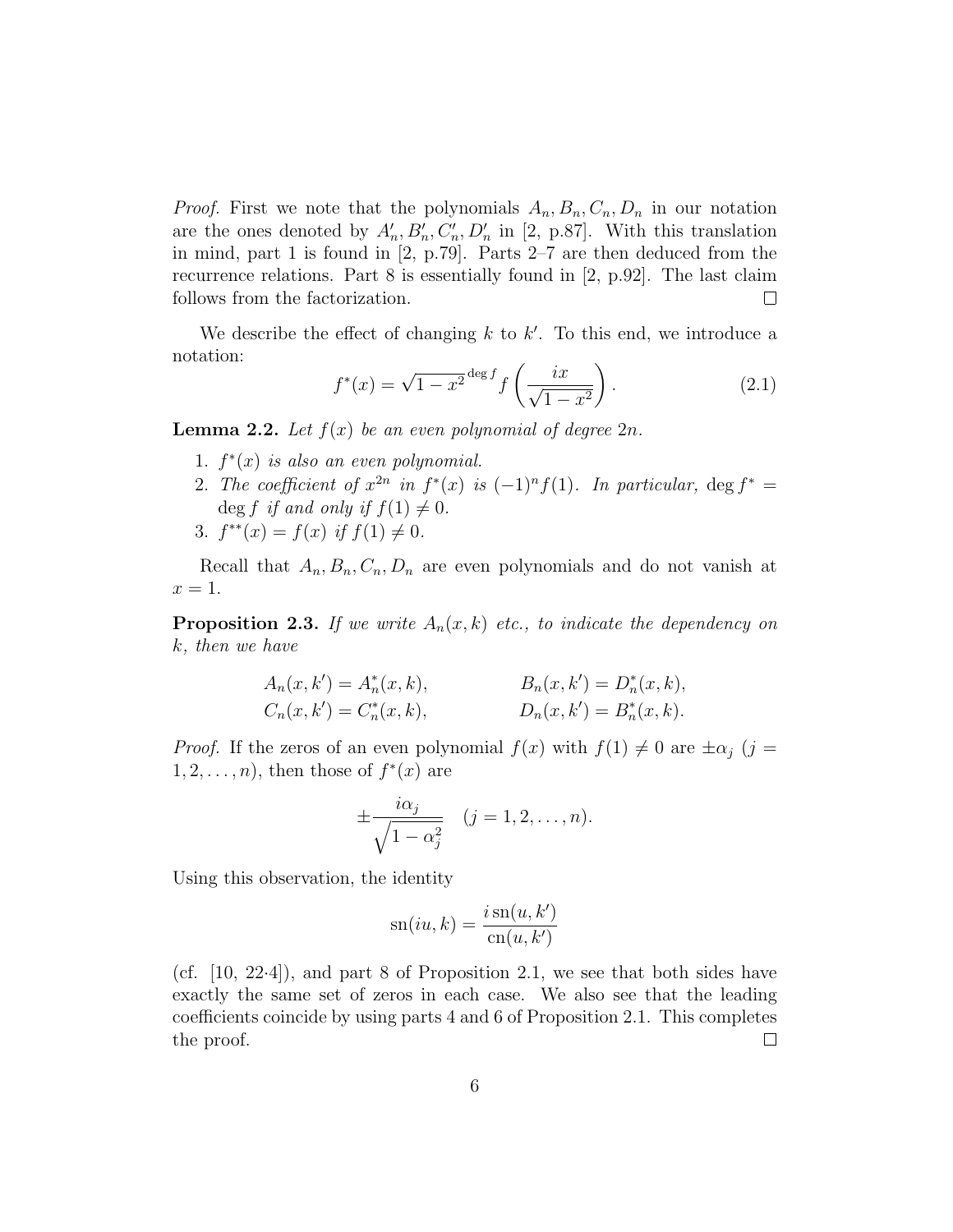*Proof.* First we note that the polynomials $A_n, B_n, C_n, D_n$ in our notation are the ones denoted by $A'_n, B'_n, C'_n, D'_n$ in [2, p.87]. With this translation in mind, part 1 is found in [2, p.79]. Parts 2–7 are then deduced from the recurrence relations. Part 8 is essentially found in [2, p.92]. The last claim follows from the factorization. □

We describe the effect of changing $k$ to $k'$. To this end, we introduce a notation:

$$f^*(x) = \sqrt{1-x^2}^{\,\deg f} f\left(\frac{ix}{\sqrt{1-x^2}}\right). \tag{2.1}$$

**Lemma 2.2.** *Let $f(x)$ be an even polynomial of degree $2n$.*

1. *$f^*(x)$ is also an even polynomial.*
2. *The coefficient of $x^{2n}$ in $f^*(x)$ is $(-1)^n f(1)$. In particular, $\deg f^* = \deg f$ if and only if $f(1) \neq 0$.*
3. *$f^{**}(x) = f(x)$ if $f(1) \neq 0$.*

Recall that $A_n, B_n, C_n, D_n$ are even polynomials and do not vanish at $x = 1$.

**Proposition 2.3.** *If we write $A_n(x, k)$ etc., to indicate the dependency on $k$, then we have*

$$A_n(x, k') = A_n^*(x, k), \qquad B_n(x, k') = D_n^*(x, k),$$
$$C_n(x, k') = C_n^*(x, k), \qquad D_n(x, k') = B_n^*(x, k).$$

*Proof.* If the zeros of an even polynomial $f(x)$ with $f(1) \neq 0$ are $\pm\alpha_j$ ($j = 1, 2, \ldots, n$), then those of $f^*(x)$ are

$$\pm\frac{i\alpha_j}{\sqrt{1-\alpha_j^2}} \quad (j = 1, 2, \ldots, n).$$

Using this observation, the identity

$$\operatorname{sn}(iu, k) = \frac{i\operatorname{sn}(u, k')}{\operatorname{cn}(u, k')}$$

(cf. [10, 22·4]), and part 8 of Proposition 2.1, we see that both sides have exactly the same set of zeros in each case. We also see that the leading coefficients coincide by using parts 4 and 6 of Proposition 2.1. This completes the proof. □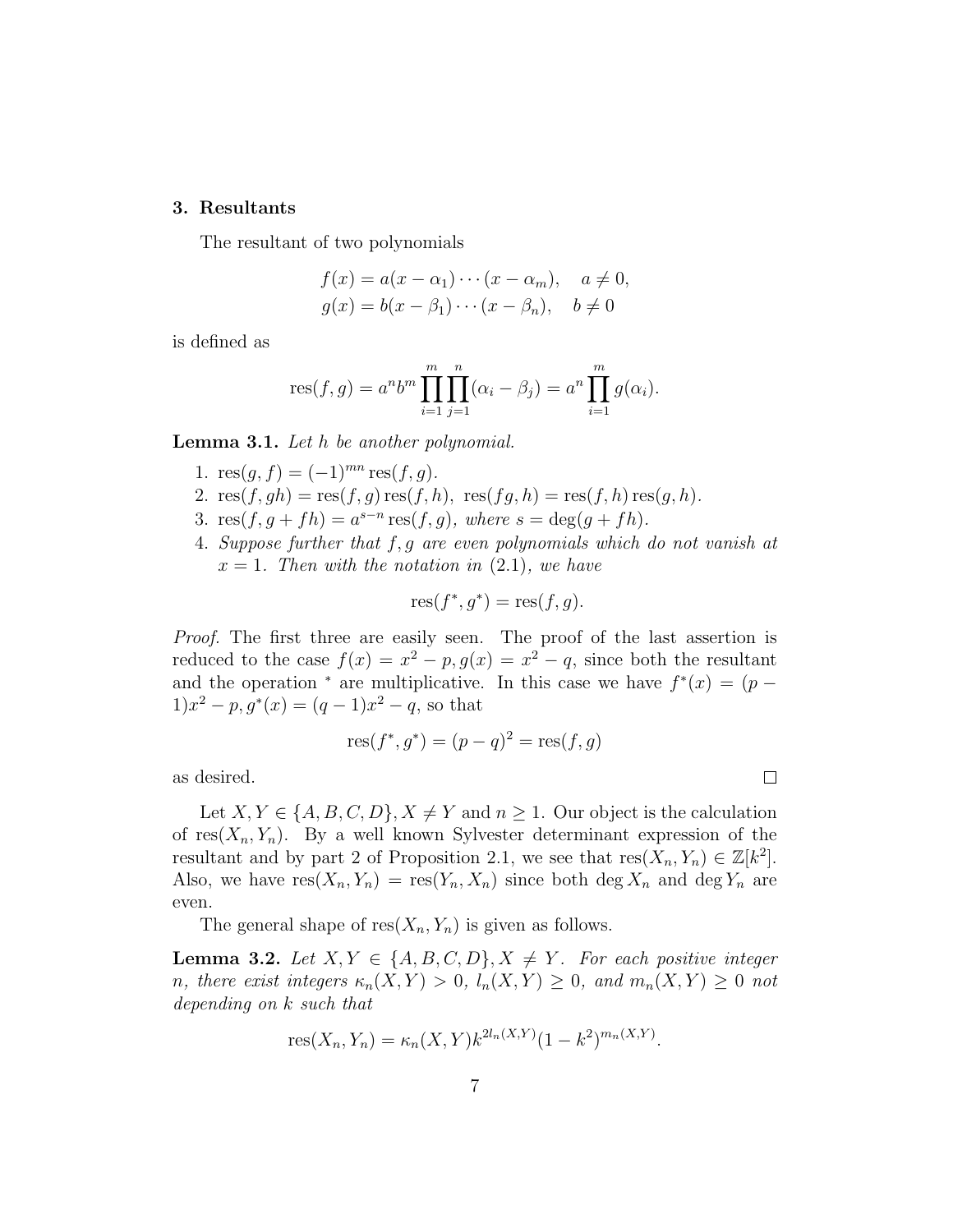## 3. Resultants

The resultant of two polynomials

$$f(x) = a(x - \alpha_1) \cdots (x - \alpha_m), \quad a \neq 0,$$
$$g(x) = b(x - \beta_1) \cdots (x - \beta_n), \quad b \neq 0$$

is defined as

$$\operatorname{res}(f, g) = a^n b^m \prod_{i=1}^{m} \prod_{j=1}^{n} (\alpha_i - \beta_j) = a^n \prod_{i=1}^{m} g(\alpha_i).$$

**Lemma 3.1.** *Let $h$ be another polynomial.*

1. $\operatorname{res}(g, f) = (-1)^{mn} \operatorname{res}(f, g)$.
2. $\operatorname{res}(f, gh) = \operatorname{res}(f, g) \operatorname{res}(f, h),\ \operatorname{res}(fg, h) = \operatorname{res}(f, h) \operatorname{res}(g, h)$.
3. $\operatorname{res}(f, g + fh) = a^{s-n} \operatorname{res}(f, g)$*, where* $s = \deg(g + fh)$.
4. *Suppose further that $f, g$ are even polynomials which do not vanish at $x = 1$. Then with the notation in (2.1), we have*

$$\operatorname{res}(f^*, g^*) = \operatorname{res}(f, g).$$

*Proof.* The first three are easily seen. The proof of the last assertion is reduced to the case $f(x) = x^2 - p, g(x) = x^2 - q$, since both the resultant and the operation $^*$ are multiplicative. In this case we have $f^*(x) = (p - 1)x^2 - p, g^*(x) = (q - 1)x^2 - q$, so that

$$\operatorname{res}(f^*, g^*) = (p - q)^2 = \operatorname{res}(f, g)$$

as desired. $\square$

Let $X, Y \in \{A, B, C, D\}, X \neq Y$ and $n \geq 1$. Our object is the calculation of $\operatorname{res}(X_n, Y_n)$. By a well known Sylvester determinant expression of the resultant and by part 2 of Proposition 2.1, we see that $\operatorname{res}(X_n, Y_n) \in \mathbb{Z}[k^2]$. Also, we have $\operatorname{res}(X_n, Y_n) = \operatorname{res}(Y_n, X_n)$ since both $\deg X_n$ and $\deg Y_n$ are even.

The general shape of $\operatorname{res}(X_n, Y_n)$ is given as follows.

**Lemma 3.2.** *Let $X, Y \in \{A, B, C, D\}, X \neq Y$. For each positive integer $n$, there exist integers $\kappa_n(X, Y) > 0$, $l_n(X, Y) \geq 0$, and $m_n(X, Y) \geq 0$ not depending on $k$ such that*

$$\operatorname{res}(X_n, Y_n) = \kappa_n(X, Y) k^{2l_n(X,Y)} (1 - k^2)^{m_n(X,Y)}.$$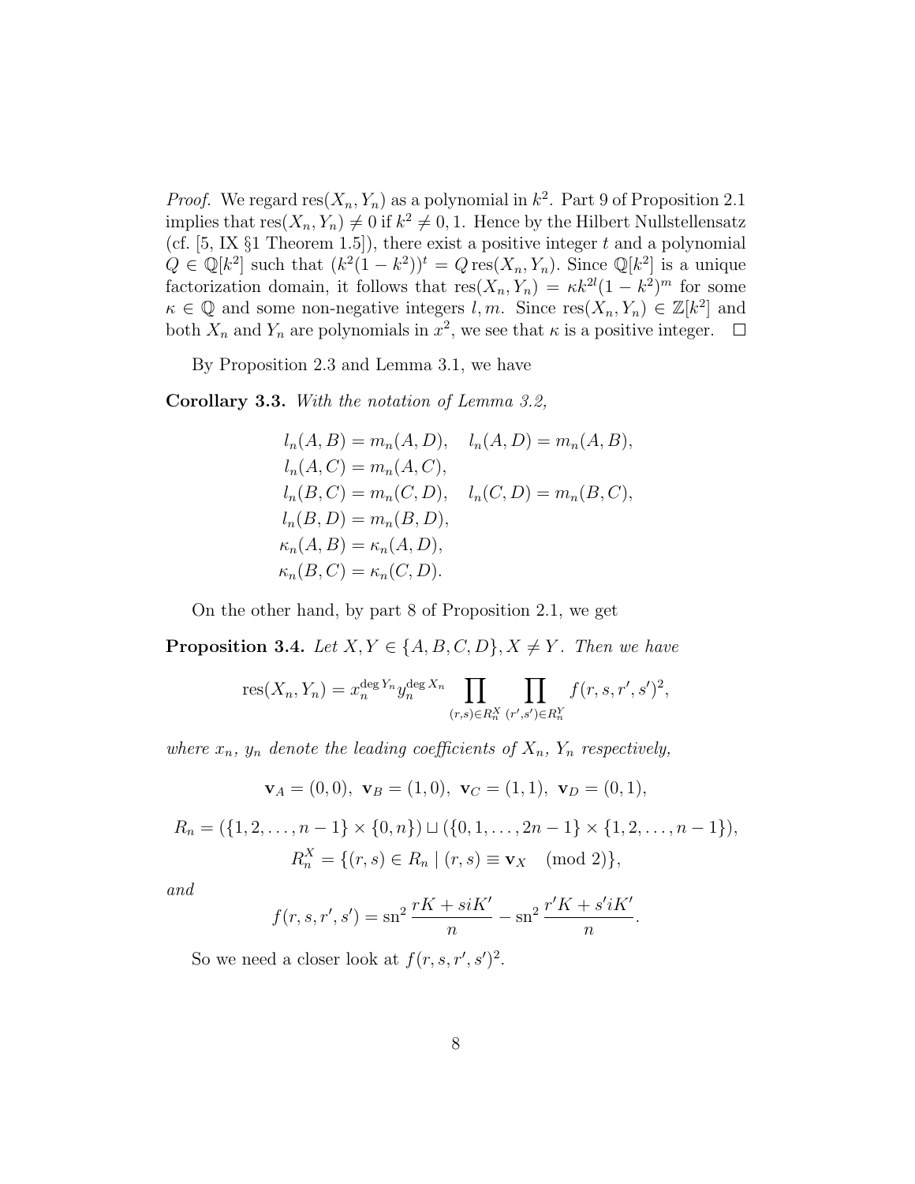*Proof.* We regard $\operatorname{res}(X_n, Y_n)$ as a polynomial in $k^2$. Part 9 of Proposition 2.1 implies that $\operatorname{res}(X_n, Y_n) \neq 0$ if $k^2 \neq 0, 1$. Hence by the Hilbert Nullstellensatz (cf. [5, IX §1 Theorem 1.5]), there exist a positive integer $t$ and a polynomial $Q \in \mathbb{Q}[k^2]$ such that $(k^2(1-k^2))^t = Q \operatorname{res}(X_n, Y_n)$. Since $\mathbb{Q}[k^2]$ is a unique factorization domain, it follows that $\operatorname{res}(X_n, Y_n) = \kappa k^{2l}(1-k^2)^m$ for some $\kappa \in \mathbb{Q}$ and some non-negative integers $l, m$. Since $\operatorname{res}(X_n, Y_n) \in \mathbb{Z}[k^2]$ and both $X_n$ and $Y_n$ are polynomials in $x^2$, we see that $\kappa$ is a positive integer. $\square$

By Proposition 2.3 and Lemma 3.1, we have

**Corollary 3.3.** *With the notation of Lemma 3.2,*

$$
\begin{aligned}
l_n(A,B) &= m_n(A,D), \quad l_n(A,D) = m_n(A,B),\\
l_n(A,C) &= m_n(A,C),\\
l_n(B,C) &= m_n(C,D), \quad l_n(C,D) = m_n(B,C),\\
l_n(B,D) &= m_n(B,D),\\
\kappa_n(A,B) &= \kappa_n(A,D),\\
\kappa_n(B,C) &= \kappa_n(C,D).
\end{aligned}
$$

On the other hand, by part 8 of Proposition 2.1, we get

**Proposition 3.4.** *Let $X, Y \in \{A, B, C, D\}, X \neq Y$. Then we have*

$$
\operatorname{res}(X_n, Y_n) = x_n^{\deg Y_n} y_n^{\deg X_n} \prod_{(r,s)\in R_n^X} \prod_{(r',s')\in R_n^Y} f(r,s,r',s')^2,
$$

*where $x_n$, $y_n$ denote the leading coefficients of $X_n$, $Y_n$ respectively,*

$$
\mathbf{v}_A = (0,0),\ \mathbf{v}_B = (1,0),\ \mathbf{v}_C = (1,1),\ \mathbf{v}_D = (0,1),
$$

$$
R_n = (\{1,2,\dots,n-1\} \times \{0,n\}) \sqcup (\{0,1,\dots,2n-1\} \times \{1,2,\dots,n-1\}),
$$

$$
R_n^X = \{(r,s) \in R_n \mid (r,s) \equiv \mathbf{v}_X \pmod 2\},
$$

*and*

$$
f(r,s,r',s') = \operatorname{sn}^2 \frac{rK + siK'}{n} - \operatorname{sn}^2 \frac{r'K + s'iK'}{n}.
$$

So we need a closer look at $f(r,s,r',s')^2$.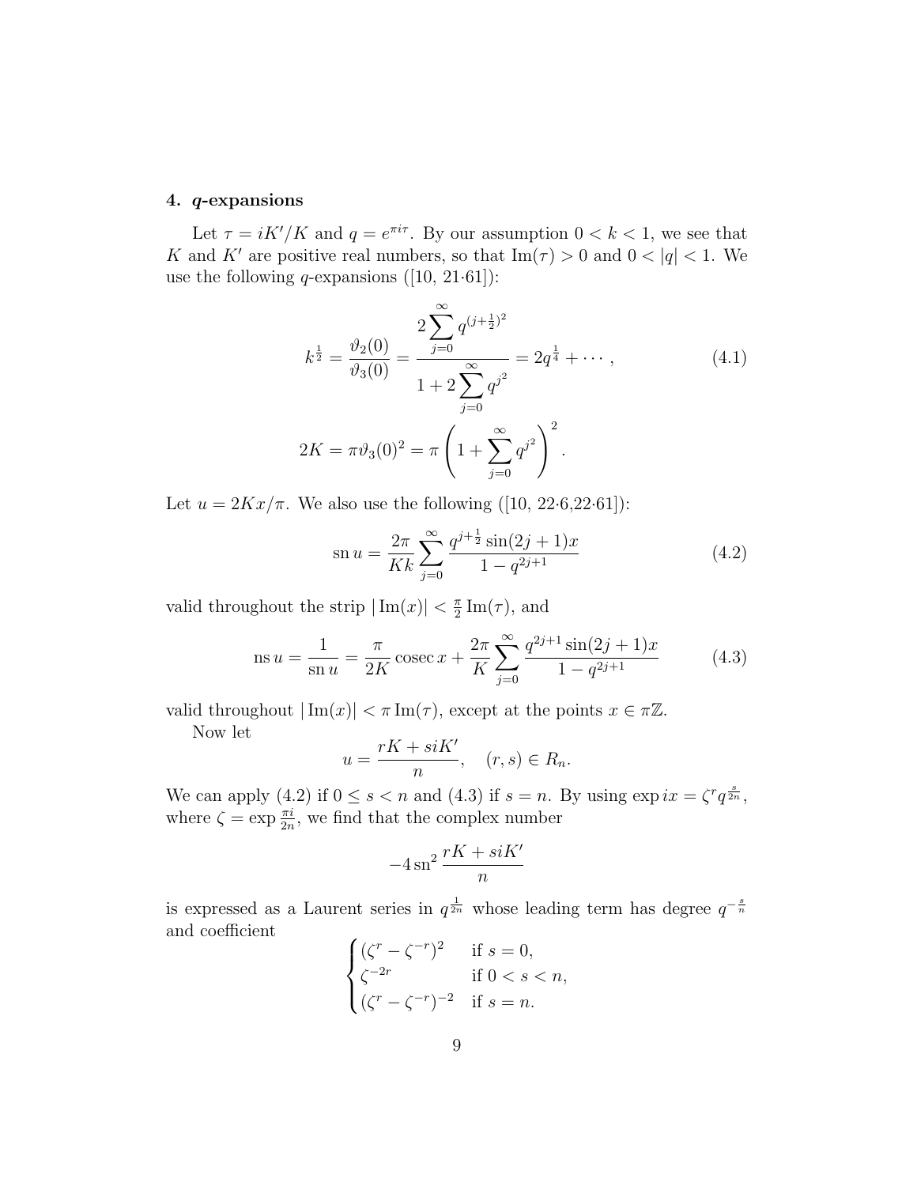## 4. *q*-expansions

Let $\tau = iK'/K$ and $q = e^{\pi i \tau}$. By our assumption $0 < k < 1$, we see that $K$ and $K'$ are positive real numbers, so that $\mathrm{Im}(\tau) > 0$ and $0 < |q| < 1$. We use the following $q$-expansions ([10, 21·61]):

$$k^{\frac{1}{2}} = \frac{\vartheta_2(0)}{\vartheta_3(0)} = \frac{2\displaystyle\sum_{j=0}^{\infty} q^{(j+\frac{1}{2})^2}}{1 + 2\displaystyle\sum_{j=0}^{\infty} q^{j^2}} = 2q^{\frac{1}{4}} + \cdots, \tag{4.1}$$

$$2K = \pi \vartheta_3(0)^2 = \pi \left(1 + \sum_{j=0}^{\infty} q^{j^2}\right)^2.$$

Let $u = 2Kx/\pi$. We also use the following ([10, 22·6,22·61]):

$$\mathrm{sn}\, u = \frac{2\pi}{Kk} \sum_{j=0}^{\infty} \frac{q^{j+\frac{1}{2}} \sin(2j+1)x}{1 - q^{2j+1}} \tag{4.2}$$

valid throughout the strip $|\mathrm{Im}(x)| < \frac{\pi}{2}\mathrm{Im}(\tau)$, and

$$\mathrm{ns}\, u = \frac{1}{\mathrm{sn}\, u} = \frac{\pi}{2K} \operatorname{cosec} x + \frac{2\pi}{K} \sum_{j=0}^{\infty} \frac{q^{2j+1} \sin(2j+1)x}{1 - q^{2j+1}} \tag{4.3}$$

valid throughout $|\mathrm{Im}(x)| < \pi \, \mathrm{Im}(\tau)$, except at the points $x \in \pi\mathbb{Z}$.

Now let

$$u = \frac{rK + siK'}{n}, \quad (r, s) \in R_n.$$

We can apply (4.2) if $0 \le s < n$ and (4.3) if $s = n$. By using $\exp ix = \zeta^r q^{\frac{s}{2n}}$, where $\zeta = \exp \frac{\pi i}{2n}$, we find that the complex number

$$-4\,\mathrm{sn}^2 \frac{rK + siK'}{n}$$

is expressed as a Laurent series in $q^{\frac{1}{2n}}$ whose leading term has degree $q^{-\frac{s}{n}}$ and coefficient

$$\begin{cases} (\zeta^r - \zeta^{-r})^2 & \text{if } s = 0, \\ \zeta^{-2r} & \text{if } 0 < s < n, \\ (\zeta^r - \zeta^{-r})^{-2} & \text{if } s = n. \end{cases}$$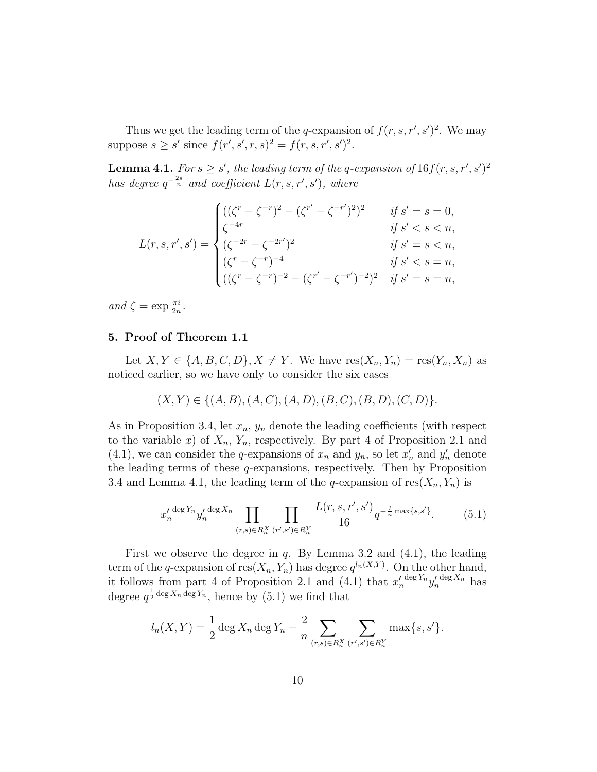Thus we get the leading term of the $q$-expansion of $f(r,s,r',s')^2$. We may suppose $s \geq s'$ since $f(r',s',r,s)^2 = f(r,s,r',s')^2$.

**Lemma 4.1.** *For $s \geq s'$, the leading term of the $q$-expansion of $16f(r,s,r',s')^2$ has degree $q^{-\frac{2s}{n}}$ and coefficient $L(r,s,r',s')$, where*

$$L(r,s,r',s') = \begin{cases} ((\zeta^r - \zeta^{-r})^2 - (\zeta^{r'} - \zeta^{-r'})^2)^2 & \text{if } s' = s = 0, \\ \zeta^{-4r} & \text{if } s' < s < n, \\ (\zeta^{-2r} - \zeta^{-2r'})^2 & \text{if } s' = s < n, \\ (\zeta^r - \zeta^{-r})^{-4} & \text{if } s' < s = n, \\ ((\zeta^r - \zeta^{-r})^{-2} - (\zeta^{r'} - \zeta^{-r'})^{-2})^2 & \text{if } s' = s = n, \end{cases}$$

*and $\zeta = \exp \frac{\pi i}{2n}$.*

## 5. Proof of Theorem 1.1

Let $X, Y \in \{A, B, C, D\}, X \neq Y$. We have $\mathrm{res}(X_n, Y_n) = \mathrm{res}(Y_n, X_n)$ as noticed earlier, so we have only to consider the six cases

$$(X,Y) \in \{(A,B),(A,C),(A,D),(B,C),(B,D),(C,D)\}.$$

As in Proposition 3.4, let $x_n$, $y_n$ denote the leading coefficients (with respect to the variable $x$) of $X_n$, $Y_n$, respectively. By part 4 of Proposition 2.1 and (4.1), we can consider the $q$-expansions of $x_n$ and $y_n$, so let $x_n'$ and $y_n'$ denote the leading terms of these $q$-expansions, respectively. Then by Proposition 3.4 and Lemma 4.1, the leading term of the $q$-expansion of $\mathrm{res}(X_n, Y_n)$ is

$$x_n'^{\deg Y_n} y_n'^{\deg X_n} \prod_{(r,s)\in R_n^X} \prod_{(r',s')\in R_n^Y} \frac{L(r,s,r',s')}{16} q^{-\frac{2}{n}\max\{s,s'\}}. \tag{5.1}$$

First we observe the degree in $q$. By Lemma 3.2 and (4.1), the leading term of the $q$-expansion of $\mathrm{res}(X_n, Y_n)$ has degree $q^{l_n(X,Y)}$. On the other hand, it follows from part 4 of Proposition 2.1 and (4.1) that $x_n'^{\deg Y_n} y_n'^{\deg X_n}$ has degree $q^{\frac{1}{2}\deg X_n \deg Y_n}$, hence by (5.1) we find that

$$l_n(X,Y) = \frac{1}{2}\deg X_n \deg Y_n - \frac{2}{n} \sum_{(r,s)\in R_n^X} \sum_{(r',s')\in R_n^Y} \max\{s,s'\}.$$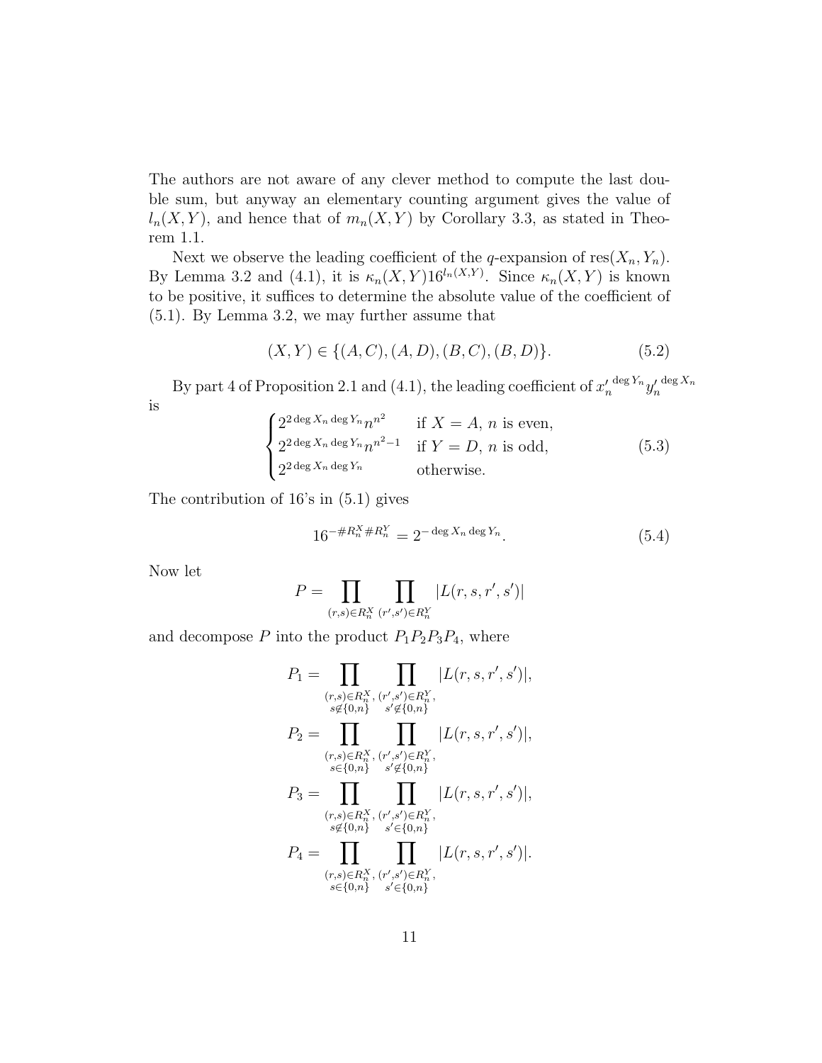The authors are not aware of any clever method to compute the last double sum, but anyway an elementary counting argument gives the value of $l_n(X,Y)$, and hence that of $m_n(X,Y)$ by Corollary 3.3, as stated in Theorem 1.1.

Next we observe the leading coefficient of the $q$-expansion of $\mathrm{res}(X_n, Y_n)$. By Lemma 3.2 and (4.1), it is $\kappa_n(X,Y)16^{l_n(X,Y)}$. Since $\kappa_n(X,Y)$ is known to be positive, it suffices to determine the absolute value of the coefficient of (5.1). By Lemma 3.2, we may further assume that

$$(X,Y) \in \{(A,C),(A,D),(B,C),(B,D)\}. \tag{5.2}$$

By part 4 of Proposition 2.1 and (4.1), the leading coefficient of ${x'_n}^{\deg Y_n} {y'_n}^{\deg X_n}$ is

$$\begin{cases} 2^{2\deg X_n \deg Y_n} n^{n^2} & \text{if } X = A,\ n \text{ is even,} \\ 2^{2\deg X_n \deg Y_n} n^{n^2-1} & \text{if } Y = D,\ n \text{ is odd,} \\ 2^{2\deg X_n \deg Y_n} & \text{otherwise.} \end{cases} \tag{5.3}$$

The contribution of 16's in (5.1) gives

$$16^{-\# R_n^X \# R_n^Y} = 2^{-\deg X_n \deg Y_n}. \tag{5.4}$$

Now let

$$P = \prod_{(r,s)\in R_n^X} \prod_{(r',s')\in R_n^Y} |L(r,s,r',s')|$$

and decompose $P$ into the product $P_1P_2P_3P_4$, where

$$P_1 = \prod_{\substack{(r,s)\in R_n^X, \\ s\notin\{0,n\}}} \prod_{\substack{(r',s')\in R_n^Y, \\ s'\notin\{0,n\}}} |L(r,s,r',s')|,$$

$$P_2 = \prod_{\substack{(r,s)\in R_n^X, \\ s\in\{0,n\}}} \prod_{\substack{(r',s')\in R_n^Y, \\ s'\notin\{0,n\}}} |L(r,s,r',s')|,$$

$$P_3 = \prod_{\substack{(r,s)\in R_n^X, \\ s\notin\{0,n\}}} \prod_{\substack{(r',s')\in R_n^Y, \\ s'\in\{0,n\}}} |L(r,s,r',s')|,$$

$$P_4 = \prod_{\substack{(r,s)\in R_n^X, \\ s\in\{0,n\}}} \prod_{\substack{(r',s')\in R_n^Y, \\ s'\in\{0,n\}}} |L(r,s,r',s')|.$$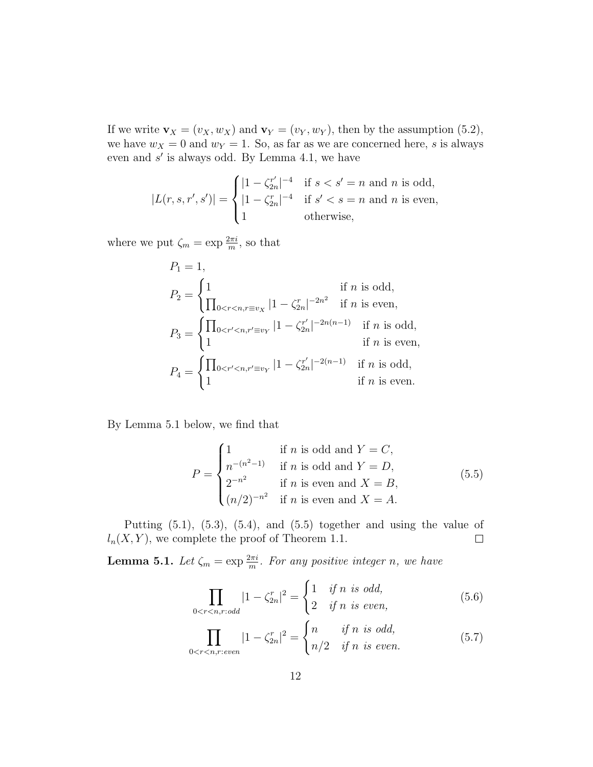If we write $\mathbf{v}_X = (v_X, w_X)$ and $\mathbf{v}_Y = (v_Y, w_Y)$, then by the assumption (5.2), we have $w_X = 0$ and $w_Y = 1$. So, as far as we are concerned here, $s$ is always even and $s'$ is always odd. By Lemma 4.1, we have

$$|L(r, s, r', s')| = \begin{cases} |1 - \zeta_{2n}^{r'}|^{-4} & \text{if } s < s' = n \text{ and } n \text{ is odd,} \\ |1 - \zeta_{2n}^{r}|^{-4} & \text{if } s' < s = n \text{ and } n \text{ is even,} \\ 1 & \text{otherwise,} \end{cases}$$

where we put $\zeta_m = \exp \frac{2\pi i}{m}$, so that

$$\begin{aligned}
P_1 &= 1, \\
P_2 &= \begin{cases} 1 & \text{if } n \text{ is odd,} \\ \prod_{0<r<n, r \equiv v_X} |1 - \zeta_{2n}^{r}|^{-2n^2} & \text{if } n \text{ is even,} \end{cases} \\
P_3 &= \begin{cases} \prod_{0<r'<n, r' \equiv v_Y} |1 - \zeta_{2n}^{r'}|^{-2n(n-1)} & \text{if } n \text{ is odd,} \\ 1 & \text{if } n \text{ is even,} \end{cases} \\
P_4 &= \begin{cases} \prod_{0<r'<n, r' \equiv v_Y} |1 - \zeta_{2n}^{r'}|^{-2(n-1)} & \text{if } n \text{ is odd,} \\ 1 & \text{if } n \text{ is even.} \end{cases}
\end{aligned}$$

By Lemma 5.1 below, we find that

$$P = \begin{cases} 1 & \text{if } n \text{ is odd and } Y = C, \\ n^{-(n^2-1)} & \text{if } n \text{ is odd and } Y = D, \\ 2^{-n^2} & \text{if } n \text{ is even and } X = B, \\ (n/2)^{-n^2} & \text{if } n \text{ is even and } X = A. \end{cases} \tag{5.5}$$

Putting (5.1), (5.3), (5.4), and (5.5) together and using the value of $l_n(X, Y)$, we complete the proof of Theorem 1.1. $\square$

**Lemma 5.1.** *Let $\zeta_m = \exp \frac{2\pi i}{m}$. For any positive integer $n$, we have*

$$\prod_{0<r<n, r:odd} |1 - \zeta_{2n}^{r}|^2 = \begin{cases} 1 & \text{if } n \text{ is odd,} \\ 2 & \text{if } n \text{ is even,} \end{cases} \tag{5.6}$$

$$\prod_{0<r<n, r:even} |1 - \zeta_{2n}^{r}|^2 = \begin{cases} n & \text{if } n \text{ is odd,} \\ n/2 & \text{if } n \text{ is even.} \end{cases} \tag{5.7}$$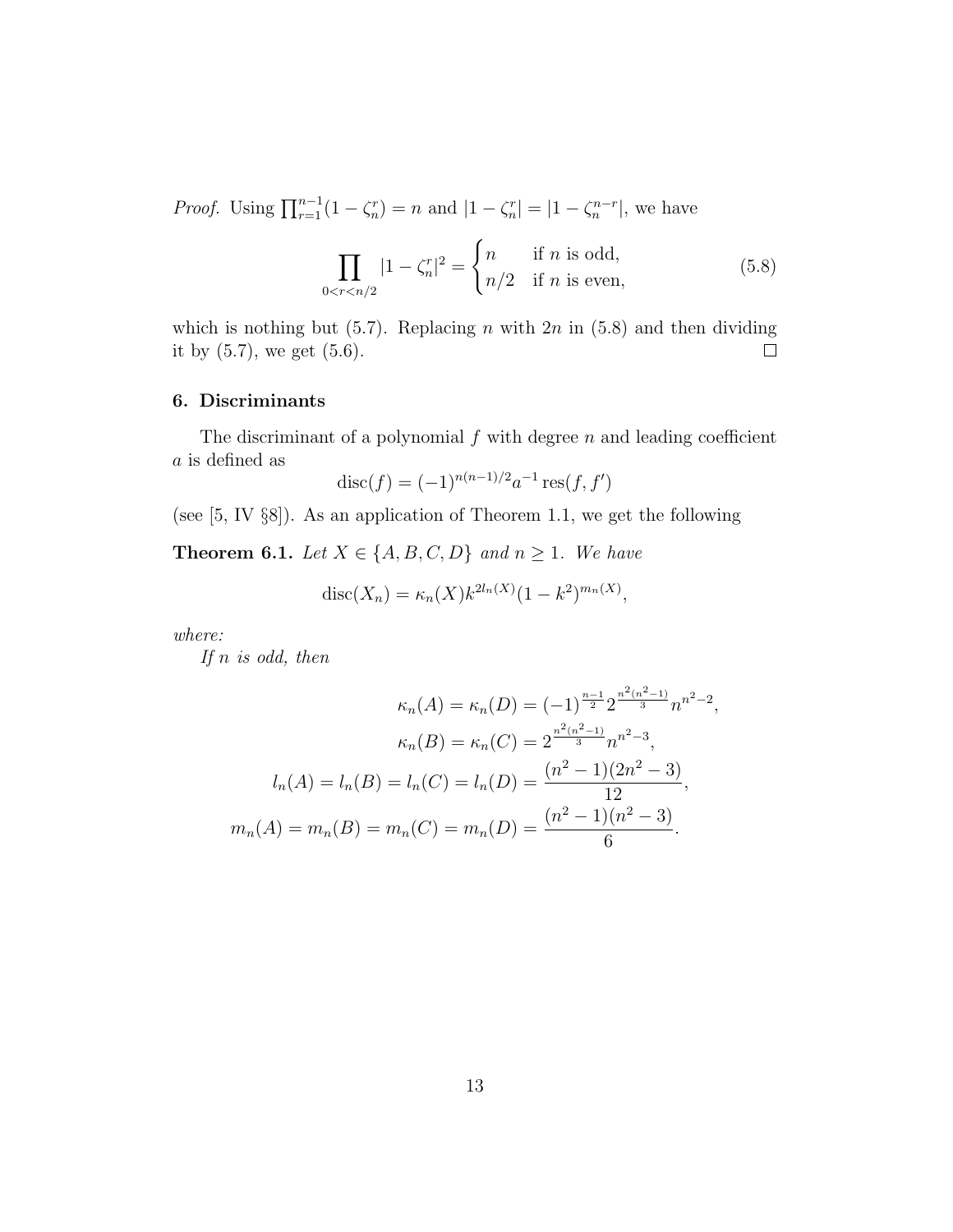*Proof.* Using $\prod_{r=1}^{n-1}(1-\zeta_n^r) = n$ and $|1-\zeta_n^r| = |1-\zeta_n^{n-r}|$, we have

$$\prod_{0<r<n/2} |1-\zeta_n^r|^2 = \begin{cases} n & \text{if } n \text{ is odd,} \\ n/2 & \text{if } n \text{ is even,} \end{cases} \tag{5.8}$$

which is nothing but (5.7). Replacing $n$ with $2n$ in (5.8) and then dividing it by (5.7), we get (5.6). $\square$

## 6. Discriminants

The discriminant of a polynomial $f$ with degree $n$ and leading coefficient $a$ is defined as

$$\operatorname{disc}(f) = (-1)^{n(n-1)/2} a^{-1} \operatorname{res}(f, f')$$

(see [5, IV §8]). As an application of Theorem 1.1, we get the following

**Theorem 6.1.** *Let $X \in \{A, B, C, D\}$ and $n \geq 1$. We have*

$$\operatorname{disc}(X_n) = \kappa_n(X) k^{2l_n(X)} (1-k^2)^{m_n(X)},$$

*where:*

*If $n$ is odd, then*

$$\begin{aligned}
\kappa_n(A) = \kappa_n(D) &= (-1)^{\frac{n-1}{2}} 2^{\frac{n^2(n^2-1)}{3}} n^{n^2-2}, \\
\kappa_n(B) = \kappa_n(C) &= 2^{\frac{n^2(n^2-1)}{3}} n^{n^2-3}, \\
l_n(A) = l_n(B) = l_n(C) = l_n(D) &= \frac{(n^2-1)(2n^2-3)}{12}, \\
m_n(A) = m_n(B) = m_n(C) = m_n(D) &= \frac{(n^2-1)(n^2-3)}{6}.
\end{aligned}$$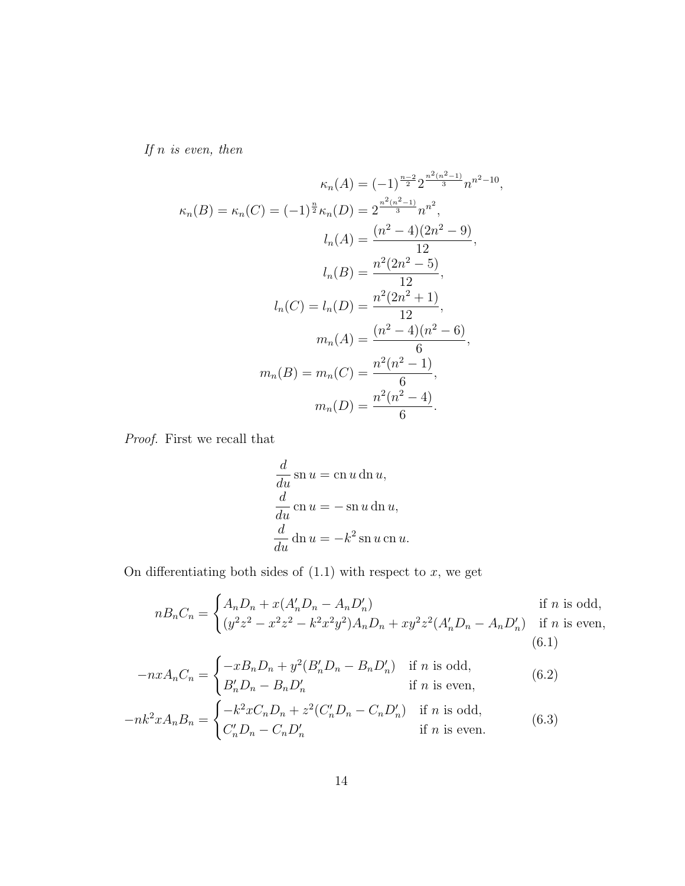*If $n$ is even, then*

$$
\begin{aligned}
\kappa_n(A) &= (-1)^{\frac{n-2}{2}} 2^{\frac{n^2(n^2-1)}{3}} n^{n^2-10}, \\
\kappa_n(B) = \kappa_n(C) = (-1)^{\frac{n}{2}} \kappa_n(D) &= 2^{\frac{n^2(n^2-1)}{3}} n^{n^2}, \\
l_n(A) &= \frac{(n^2-4)(2n^2-9)}{12}, \\
l_n(B) &= \frac{n^2(2n^2-5)}{12}, \\
l_n(C) = l_n(D) &= \frac{n^2(2n^2+1)}{12}, \\
m_n(A) &= \frac{(n^2-4)(n^2-6)}{6}, \\
m_n(B) = m_n(C) &= \frac{n^2(n^2-1)}{6}, \\
m_n(D) &= \frac{n^2(n^2-4)}{6}.
\end{aligned}
$$

*Proof.* First we recall that

$$
\begin{aligned}
&\frac{d}{du} \operatorname{sn} u = \operatorname{cn} u \operatorname{dn} u, \\
&\frac{d}{du} \operatorname{cn} u = -\operatorname{sn} u \operatorname{dn} u, \\
&\frac{d}{du} \operatorname{dn} u = -k^2 \operatorname{sn} u \operatorname{cn} u.
\end{aligned}
$$

On differentiating both sides of (1.1) with respect to $x$, we get

$$
nB_nC_n = \begin{cases} A_nD_n + x(A_n'D_n - A_nD_n') & \text{if } n \text{ is odd,} \\ (y^2z^2 - x^2z^2 - k^2x^2y^2)A_nD_n + xy^2z^2(A_n'D_n - A_nD_n') & \text{if } n \text{ is even,} \end{cases} \tag{6.1}
$$

$$
-nxA_nC_n = \begin{cases} -xB_nD_n + y^2(B_n'D_n - B_nD_n') & \text{if } n \text{ is odd,} \\ B_n'D_n - B_nD_n' & \text{if } n \text{ is even,} \end{cases} \tag{6.2}
$$

$$
-nk^2xA_nB_n = \begin{cases} -k^2xC_nD_n + z^2(C_n'D_n - C_nD_n') & \text{if } n \text{ is odd,} \\ C_n'D_n - C_nD_n' & \text{if } n \text{ is even.} \end{cases} \tag{6.3}
$$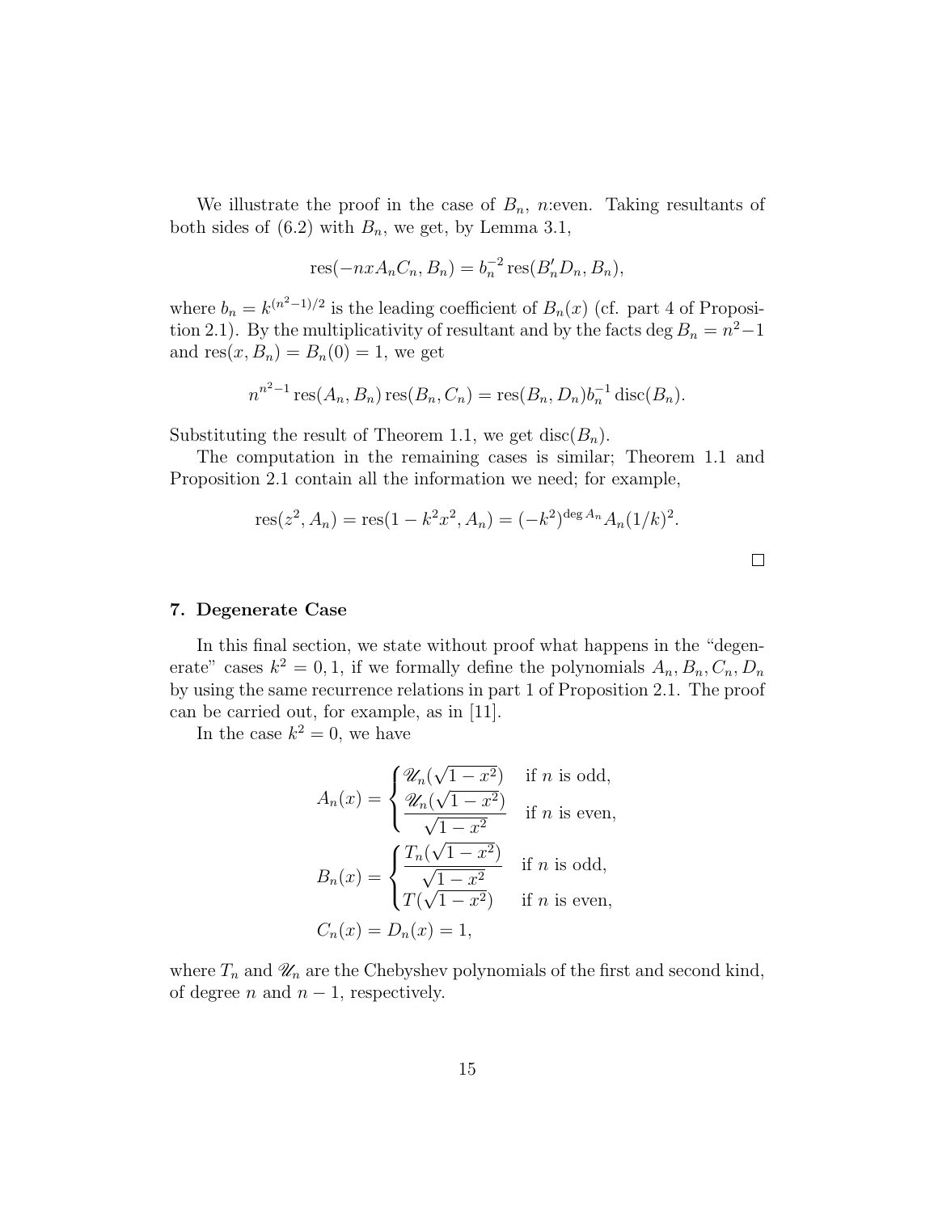We illustrate the proof in the case of $B_n$, $n$:even. Taking resultants of both sides of (6.2) with $B_n$, we get, by Lemma 3.1,

$$\operatorname{res}(-nxA_nC_n, B_n) = b_n^{-2} \operatorname{res}(B_n' D_n, B_n),$$

where $b_n = k^{(n^2-1)/2}$ is the leading coefficient of $B_n(x)$ (cf. part 4 of Proposition 2.1). By the multiplicativity of resultant and by the facts $\deg B_n = n^2-1$ and $\operatorname{res}(x, B_n) = B_n(0) = 1$, we get

$$n^{n^2-1} \operatorname{res}(A_n, B_n) \operatorname{res}(B_n, C_n) = \operatorname{res}(B_n, D_n) b_n^{-1} \operatorname{disc}(B_n).$$

Substituting the result of Theorem 1.1, we get $\operatorname{disc}(B_n)$.

The computation in the remaining cases is similar; Theorem 1.1 and Proposition 2.1 contain all the information we need; for example,

$$\operatorname{res}(z^2, A_n) = \operatorname{res}(1 - k^2x^2, A_n) = (-k^2)^{\deg A_n} A_n(1/k)^2.$$

□

## 7. Degenerate Case

In this final section, we state without proof what happens in the "degenerate" cases $k^2 = 0, 1$, if we formally define the polynomials $A_n, B_n, C_n, D_n$ by using the same recurrence relations in part 1 of Proposition 2.1. The proof can be carried out, for example, as in [11].

In the case $k^2 = 0$, we have

$$A_n(x) = \begin{cases} \mathscr{U}_n(\sqrt{1-x^2}) & \text{if } n \text{ is odd,} \\ \dfrac{\mathscr{U}_n(\sqrt{1-x^2})}{\sqrt{1-x^2}} & \text{if } n \text{ is even,} \end{cases}$$

$$B_n(x) = \begin{cases} \dfrac{T_n(\sqrt{1-x^2})}{\sqrt{1-x^2}} & \text{if } n \text{ is odd,} \\ T(\sqrt{1-x^2}) & \text{if } n \text{ is even,} \end{cases}$$

$$C_n(x) = D_n(x) = 1,$$

where $T_n$ and $\mathscr{U}_n$ are the Chebyshev polynomials of the first and second kind, of degree $n$ and $n-1$, respectively.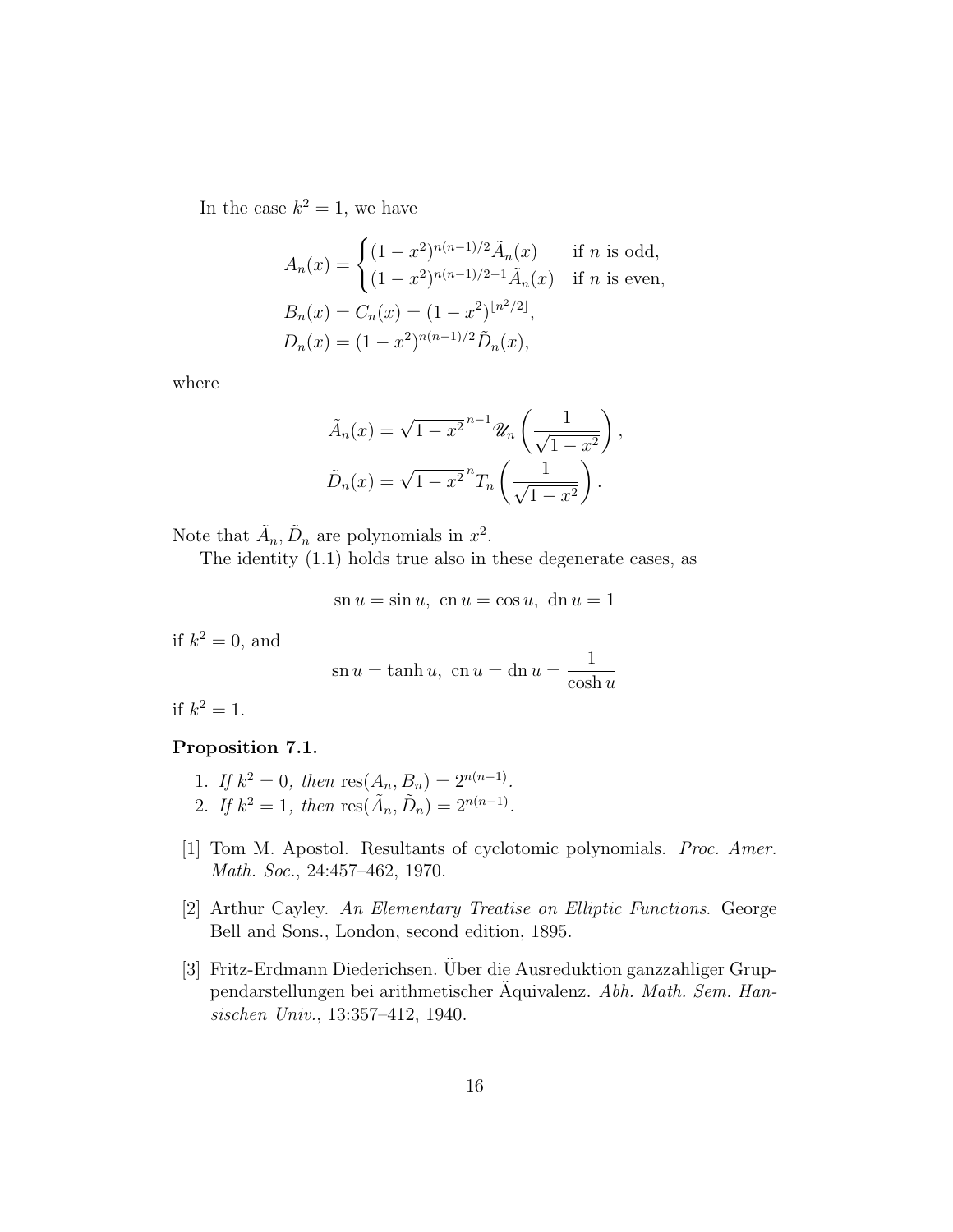In the case $k^2 = 1$, we have

$$
\begin{aligned}
A_n(x) &= \begin{cases} (1-x^2)^{n(n-1)/2}\tilde{A}_n(x) & \text{if } n \text{ is odd,} \\ (1-x^2)^{n(n-1)/2-1}\tilde{A}_n(x) & \text{if } n \text{ is even,} \end{cases} \\
B_n(x) &= C_n(x) = (1-x^2)^{\lfloor n^2/2 \rfloor}, \\
D_n(x) &= (1-x^2)^{n(n-1)/2}\tilde{D}_n(x),
\end{aligned}
$$

where

$$
\begin{aligned}
\tilde{A}_n(x) &= \sqrt{1-x^2}^{\,n-1}\mathscr{U}_n\left(\frac{1}{\sqrt{1-x^2}}\right), \\
\tilde{D}_n(x) &= \sqrt{1-x^2}^{\,n}T_n\left(\frac{1}{\sqrt{1-x^2}}\right).
\end{aligned}
$$

Note that $\tilde{A}_n, \tilde{D}_n$ are polynomials in $x^2$.

The identity (1.1) holds true also in these degenerate cases, as

$$
\operatorname{sn} u = \sin u,\ \operatorname{cn} u = \cos u,\ \operatorname{dn} u = 1
$$

if $k^2 = 0$, and

$$
\operatorname{sn} u = \tanh u,\ \operatorname{cn} u = \operatorname{dn} u = \frac{1}{\cosh u}
$$

if $k^2 = 1$.

**Proposition 7.1.**

1. *If $k^2 = 0$, then* $\operatorname{res}(A_n, B_n) = 2^{n(n-1)}$.
2. *If $k^2 = 1$, then* $\operatorname{res}(\tilde{A}_n, \tilde{D}_n) = 2^{n(n-1)}$.

[1] Tom M. Apostol. Resultants of cyclotomic polynomials. *Proc. Amer. Math. Soc.*, 24:457–462, 1970.

[2] Arthur Cayley. *An Elementary Treatise on Elliptic Functions*. George Bell and Sons., London, second edition, 1895.

[3] Fritz-Erdmann Diederichsen. Über die Ausreduktion ganzzahliger Gruppendarstellungen bei arithmetischer Äquivalenz. *Abh. Math. Sem. Hansischen Univ.*, 13:357–412, 1940.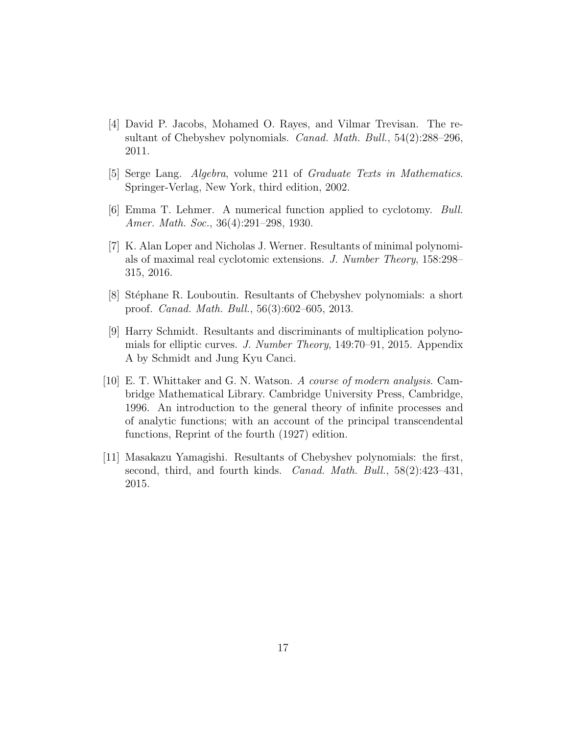[4] David P. Jacobs, Mohamed O. Rayes, and Vilmar Trevisan. The resultant of Chebyshev polynomials. *Canad. Math. Bull.*, 54(2):288–296, 2011.

[5] Serge Lang. *Algebra*, volume 211 of *Graduate Texts in Mathematics*. Springer-Verlag, New York, third edition, 2002.

[6] Emma T. Lehmer. A numerical function applied to cyclotomy. *Bull. Amer. Math. Soc.*, 36(4):291–298, 1930.

[7] K. Alan Loper and Nicholas J. Werner. Resultants of minimal polynomials of maximal real cyclotomic extensions. *J. Number Theory*, 158:298–315, 2016.

[8] Stéphane R. Louboutin. Resultants of Chebyshev polynomials: a short proof. *Canad. Math. Bull.*, 56(3):602–605, 2013.

[9] Harry Schmidt. Resultants and discriminants of multiplication polynomials for elliptic curves. *J. Number Theory*, 149:70–91, 2015. Appendix A by Schmidt and Jung Kyu Canci.

[10] E. T. Whittaker and G. N. Watson. *A course of modern analysis*. Cambridge Mathematical Library. Cambridge University Press, Cambridge, 1996. An introduction to the general theory of infinite processes and of analytic functions; with an account of the principal transcendental functions, Reprint of the fourth (1927) edition.

[11] Masakazu Yamagishi. Resultants of Chebyshev polynomials: the first, second, third, and fourth kinds. *Canad. Math. Bull.*, 58(2):423–431, 2015.